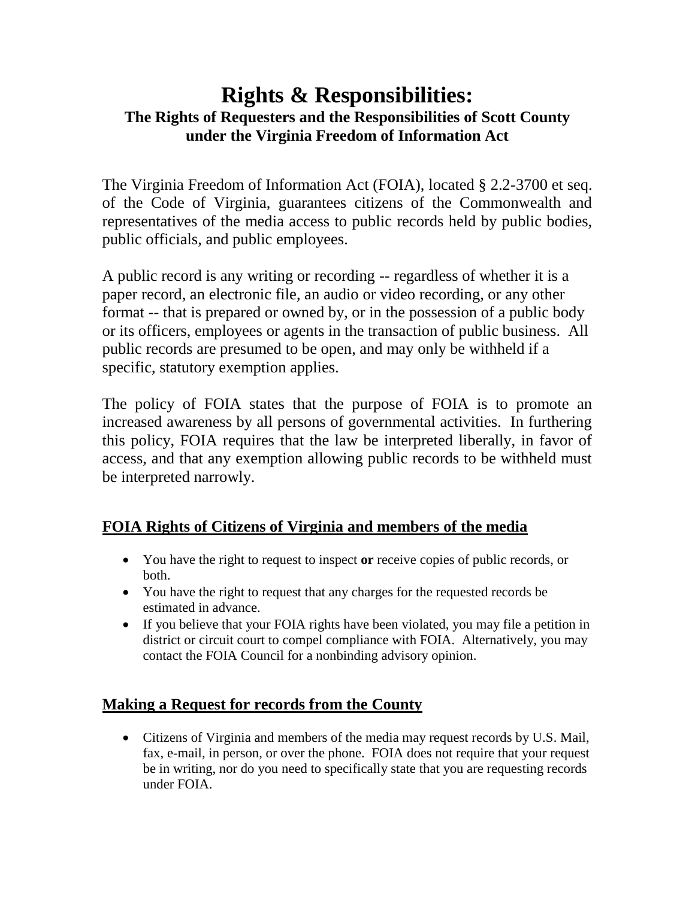# Rights & Responsibilities:

### The Rights of Requesters and the Responsibilities of Scott County under the Virginia Freedom of Information Act

The Virginia Freedom of Information Act (FOIA), located § 2.2-3700 et seq. of the Code of Virginia, guarantees citizens of the Commonwealth and representatives of the media access to public records held by public bodies, public officials, and public employees.

A public record is any writing or recording -- regardless of whether it is a paper record, an electronic file, an audio or video recording, or any other format -- that is prepared or owned by, or in the possession of a public body or its officers, employees or agents in the transaction of public business. All public records are presumed to be open, and may only be withheld if a specific, statutory exemption applies.

The policy of FOIA states that the purpose of FOIA is to promote an increased awareness by all persons of governmental activities. In furthering this policy, FOIA requires that the law be interpreted liberally, in favor of access, and that any exemption allowing public records to be withheld must be interpreted narrowly.

## FOIA Rights of Citizens of Virginia and members of the media

- You have the right to request to inspect **or** receive copies of public records, or both.
- You have the right to request that any charges for the requested records be estimated in advance.
- If you believe that your FOIA rights have been violated, you may file a petition in district or circuit court to compel compliance with FOIA. Alternatively, you may contact the FOIA Council for a nonbinding advisory opinion.

## Making a Request for records from the County

- Citizens of Virginia and members of the media may request records by U.S. Mail, fax, e-mail, in person, or over the phone. FOIA does not require that your request be in writing, nor do you need to specifically state that you are requesting records under FOIA.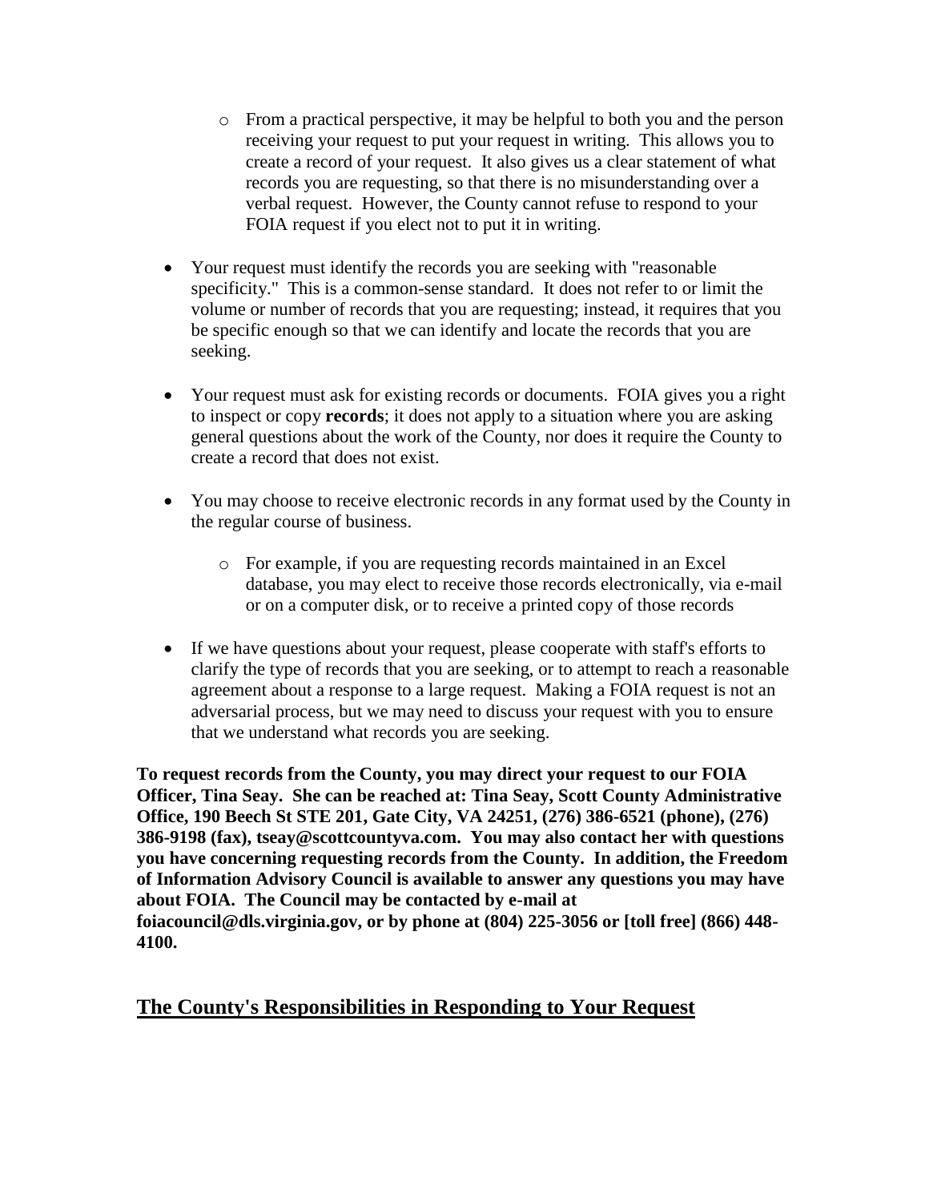- From a practical perspective, it may be helpful to both you and the person receiving your request to put your request in writing. This allows you to create a record of your request. It also gives us a clear statement of what records you are requesting, so that there is no misunderstanding over a verbal request. However, the County cannot refuse to respond to your FOIA request if you elect not to put it in writing.

- Your request must identify the records you are seeking with "reasonable specificity." This is a common-sense standard. It does not refer to or limit the volume or number of records that you are requesting; instead, it requires that you be specific enough so that we can identify and locate the records that you are seeking.

- Your request must ask for existing records or documents. FOIA gives you a right to inspect or copy **records**; it does not apply to a situation where you are asking general questions about the work of the County, nor does it require the County to create a record that does not exist.

- You may choose to receive electronic records in any format used by the County in the regular course of business.

  - For example, if you are requesting records maintained in an Excel database, you may elect to receive those records electronically, via e-mail or on a computer disk, or to receive a printed copy of those records

- If we have questions about your request, please cooperate with staff's efforts to clarify the type of records that you are seeking, or to attempt to reach a reasonable agreement about a response to a large request. Making a FOIA request is not an adversarial process, but we may need to discuss your request with you to ensure that we understand what records you are seeking.

**To request records from the County, you may direct your request to our FOIA Officer, Tina Seay. She can be reached at: Tina Seay, Scott County Administrative Office, 190 Beech St STE 201, Gate City, VA 24251, (276) 386-6521 (phone), (276) 386-9198 (fax), tseay@scottcountyva.com. You may also contact her with questions you have concerning requesting records from the County. In addition, the Freedom of Information Advisory Council is available to answer any questions you may have about FOIA. The Council may be contacted by e-mail at foiacouncil@dls.virginia.gov, or by phone at (804) 225-3056 or [toll free] (866) 448-4100.**

## The County's Responsibilities in Responding to Your Request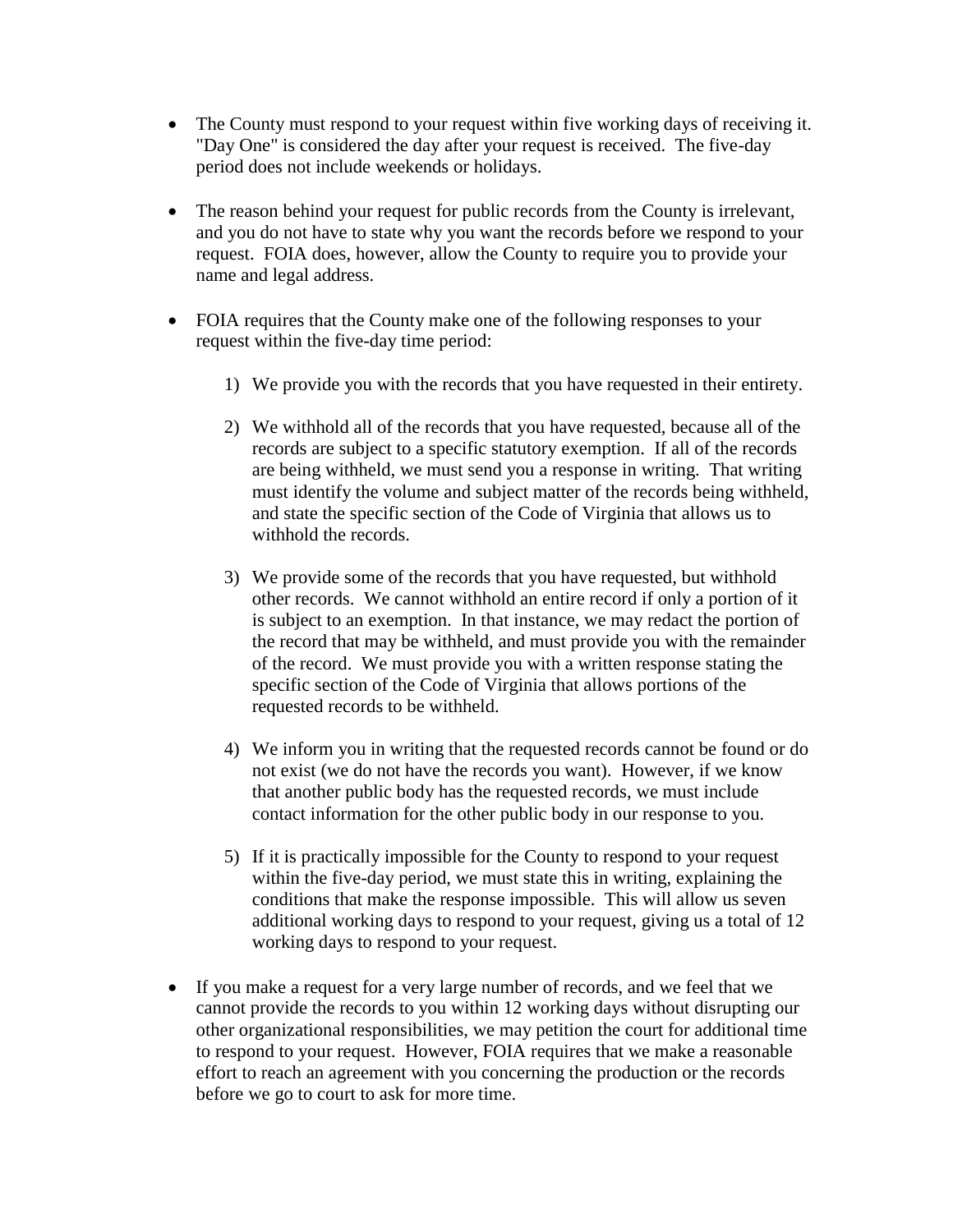- The County must respond to your request within five working days of receiving it. "Day One" is considered the day after your request is received. The five-day period does not include weekends or holidays.

- The reason behind your request for public records from the County is irrelevant, and you do not have to state why you want the records before we respond to your request. FOIA does, however, allow the County to require you to provide your name and legal address.

- FOIA requires that the County make one of the following responses to your request within the five-day time period:

  1) We provide you with the records that you have requested in their entirety.

  2) We withhold all of the records that you have requested, because all of the records are subject to a specific statutory exemption. If all of the records are being withheld, we must send you a response in writing. That writing must identify the volume and subject matter of the records being withheld, and state the specific section of the Code of Virginia that allows us to withhold the records.

  3) We provide some of the records that you have requested, but withhold other records. We cannot withhold an entire record if only a portion of it is subject to an exemption. In that instance, we may redact the portion of the record that may be withheld, and must provide you with the remainder of the record. We must provide you with a written response stating the specific section of the Code of Virginia that allows portions of the requested records to be withheld.

  4) We inform you in writing that the requested records cannot be found or do not exist (we do not have the records you want). However, if we know that another public body has the requested records, we must include contact information for the other public body in our response to you.

  5) If it is practically impossible for the County to respond to your request within the five-day period, we must state this in writing, explaining the conditions that make the response impossible. This will allow us seven additional working days to respond to your request, giving us a total of 12 working days to respond to your request.

- If you make a request for a very large number of records, and we feel that we cannot provide the records to you within 12 working days without disrupting our other organizational responsibilities, we may petition the court for additional time to respond to your request. However, FOIA requires that we make a reasonable effort to reach an agreement with you concerning the production or the records before we go to court to ask for more time.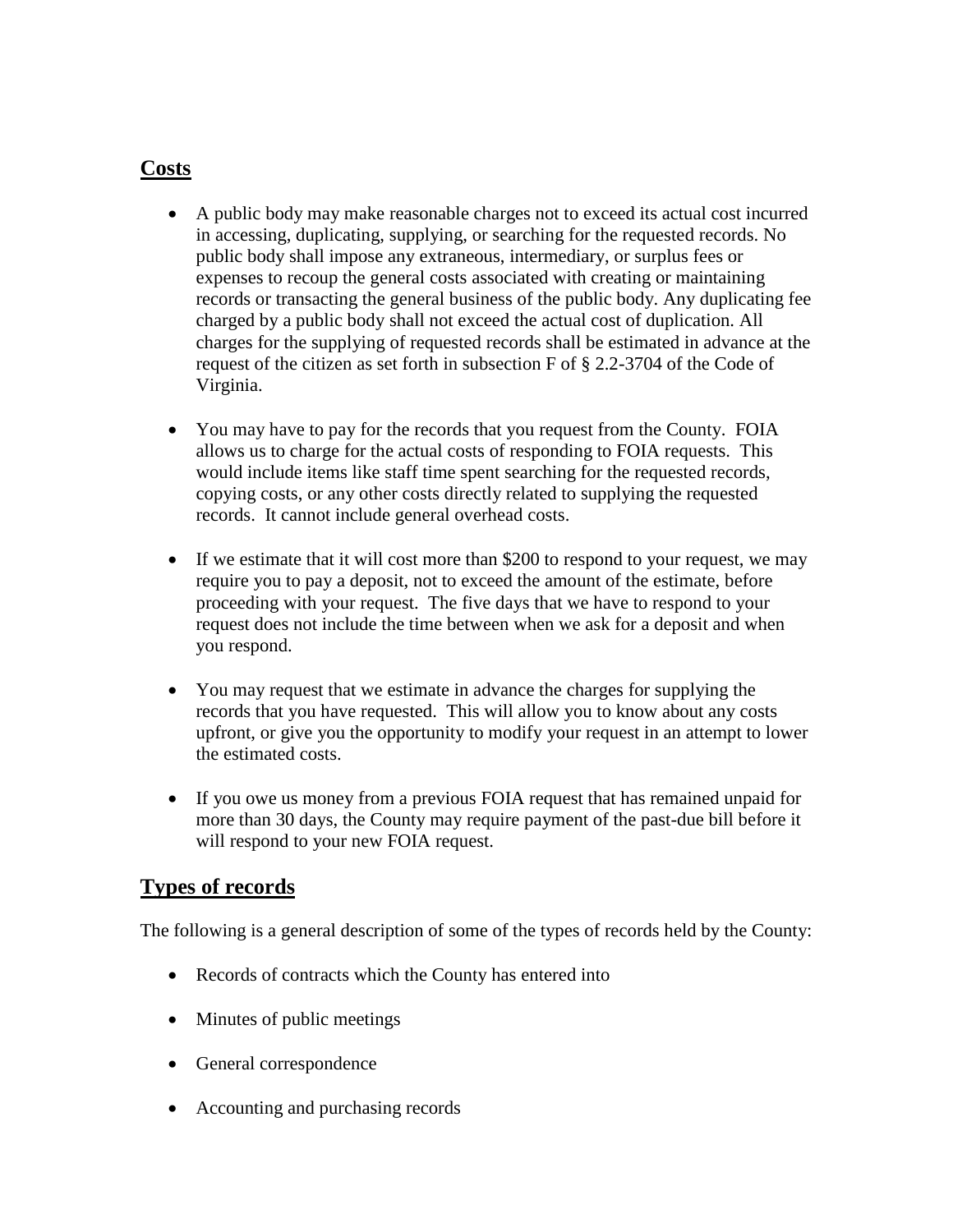## Costs

- A public body may make reasonable charges not to exceed its actual cost incurred in accessing, duplicating, supplying, or searching for the requested records. No public body shall impose any extraneous, intermediary, or surplus fees or expenses to recoup the general costs associated with creating or maintaining records or transacting the general business of the public body. Any duplicating fee charged by a public body shall not exceed the actual cost of duplication. All charges for the supplying of requested records shall be estimated in advance at the request of the citizen as set forth in subsection F of § 2.2-3704 of the Code of Virginia.

- You may have to pay for the records that you request from the County. FOIA allows us to charge for the actual costs of responding to FOIA requests. This would include items like staff time spent searching for the requested records, copying costs, or any other costs directly related to supplying the requested records. It cannot include general overhead costs.

- If we estimate that it will cost more than $200 to respond to your request, we may require you to pay a deposit, not to exceed the amount of the estimate, before proceeding with your request. The five days that we have to respond to your request does not include the time between when we ask for a deposit and when you respond.

- You may request that we estimate in advance the charges for supplying the records that you have requested. This will allow you to know about any costs upfront, or give you the opportunity to modify your request in an attempt to lower the estimated costs.

- If you owe us money from a previous FOIA request that has remained unpaid for more than 30 days, the County may require payment of the past-due bill before it will respond to your new FOIA request.

## Types of records

The following is a general description of some of the types of records held by the County:

- Records of contracts which the County has entered into

- Minutes of public meetings

- General correspondence

- Accounting and purchasing records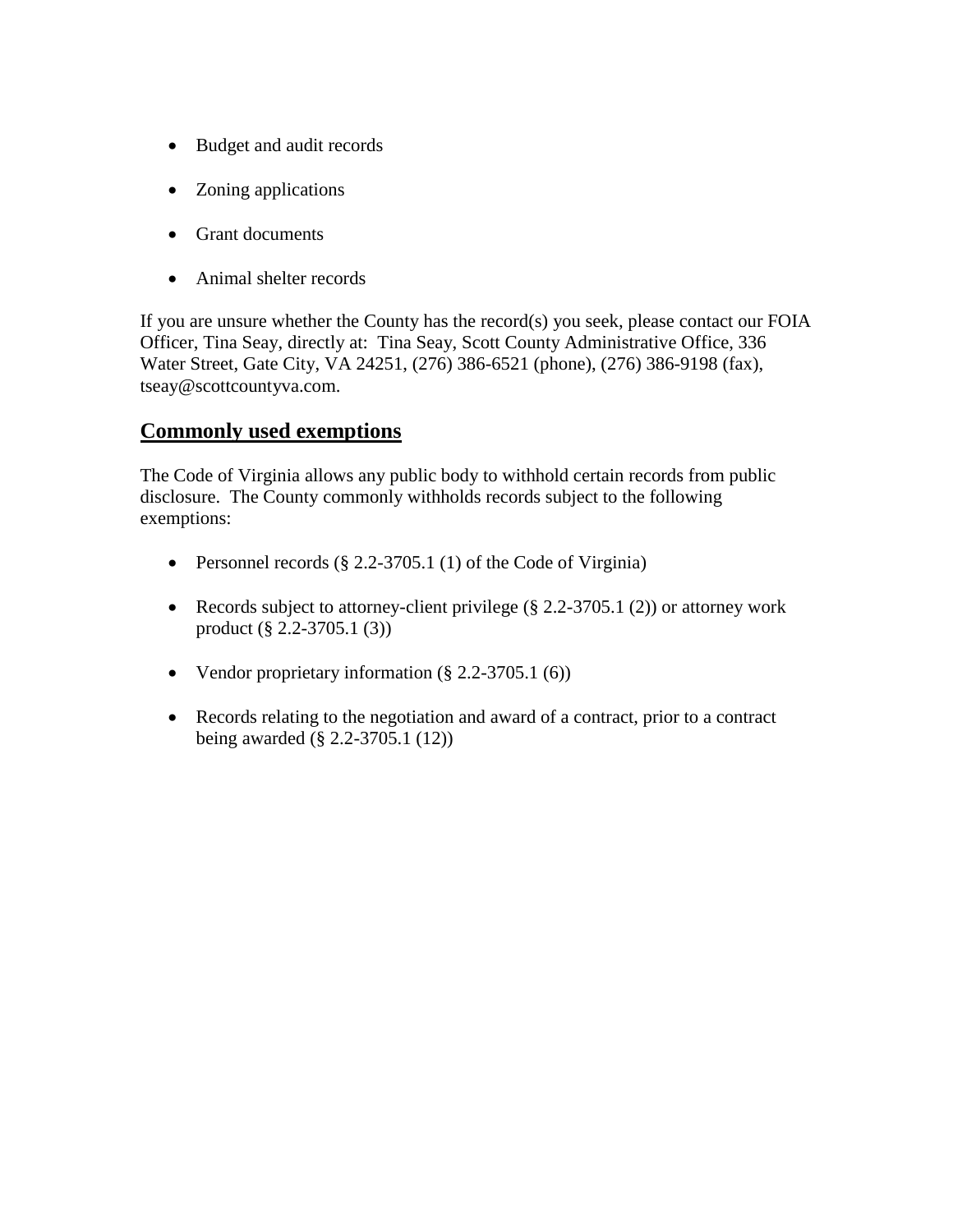- Budget and audit records
- Zoning applications
- Grant documents
- Animal shelter records

If you are unsure whether the County has the record(s) you seek, please contact our FOIA Officer, Tina Seay, directly at: Tina Seay, Scott County Administrative Office, 336 Water Street, Gate City, VA 24251, (276) 386-6521 (phone), (276) 386-9198 (fax), tseay@scottcountyva.com.

## Commonly used exemptions

The Code of Virginia allows any public body to withhold certain records from public disclosure. The County commonly withholds records subject to the following exemptions:

- Personnel records (§ 2.2-3705.1 (1) of the Code of Virginia)
- Records subject to attorney-client privilege (§ 2.2-3705.1 (2)) or attorney work product (§ 2.2-3705.1 (3))
- Vendor proprietary information (§ 2.2-3705.1 (6))
- Records relating to the negotiation and award of a contract, prior to a contract being awarded (§ 2.2-3705.1 (12))